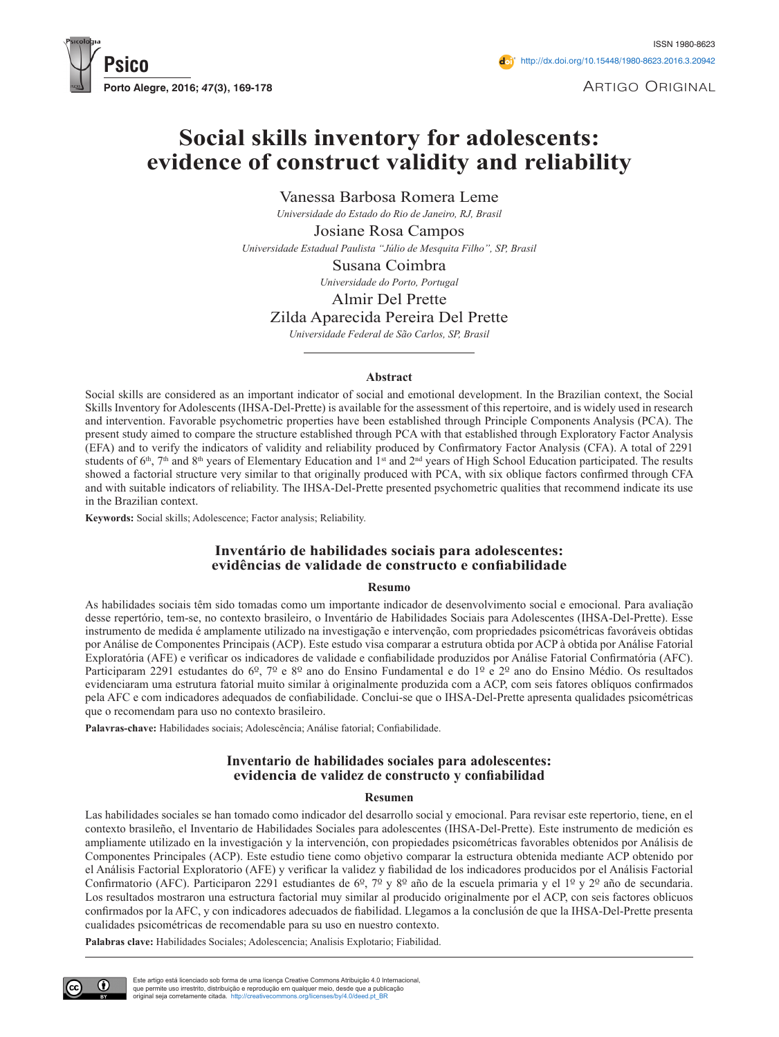ISSN 1980-8623

http://dx.doi.org/10.15448/1980-8623.2016.3.20942

Artigo Original

# Social skills inventory for adolescents: evidence of construct validity and reliability

Vanessa Barbosa Romera Leme
*Universidade do Estado do Rio de Janeiro, RJ, Brasil*

Josiane Rosa Campos
*Universidade Estadual Paulista "Júlio de Mesquita Filho", SP, Brasil*

Susana Coimbra
*Universidade do Porto, Portugal*

Almir Del Prette
Zilda Aparecida Pereira Del Prette
*Universidade Federal de São Carlos, SP, Brasil*

## Abstract

Social skills are considered as an important indicator of social and emotional development. In the Brazilian context, the Social Skills Inventory for Adolescents (IHSA-Del-Prette) is available for the assessment of this repertoire, and is widely used in research and intervention. Favorable psychometric properties have been established through Principle Components Analysis (PCA). The present study aimed to compare the structure established through PCA with that established through Exploratory Factor Analysis (EFA) and to verify the indicators of validity and reliability produced by Confirmatory Factor Analysis (CFA). A total of 2291 students of 6th, 7th and 8th years of Elementary Education and 1st and 2nd years of High School Education participated. The results showed a factorial structure very similar to that originally produced with PCA, with six oblique factors confirmed through CFA and with suitable indicators of reliability. The IHSA-Del-Prette presented psychometric qualities that recommend indicate its use in the Brazilian context.

**Keywords:** Social skills; Adolescence; Factor analysis; Reliability.

## Inventário de habilidades sociais para adolescentes: evidências de validade de constructo e confiabilidade

### Resumo

As habilidades sociais têm sido tomadas como um importante indicador de desenvolvimento social e emocional. Para avaliação desse repertório, tem-se, no contexto brasileiro, o Inventário de Habilidades Sociais para Adolescentes (IHSA-Del-Prette). Esse instrumento de medida é amplamente utilizado na investigação e intervenção, com propriedades psicométricas favoráveis obtidas por Análise de Componentes Principais (ACP). Este estudo visa comparar a estrutura obtida por ACP à obtida por Análise Fatorial Exploratória (AFE) e verificar os indicadores de validade e confiabilidade produzidos por Análise Fatorial Confirmatória (AFC). Participaram 2291 estudantes do 6º, 7º e 8º ano do Ensino Fundamental e do 1º e 2º ano do Ensino Médio. Os resultados evidenciaram uma estrutura fatorial muito similar à originalmente produzida com a ACP, com seis fatores oblíquos confirmados pela AFC e com indicadores adequados de confiabilidade. Conclui-se que o IHSA-Del-Prette apresenta qualidades psicométricas que o recomendam para uso no contexto brasileiro.

**Palavras-chave:** Habilidades sociais; Adolescência; Análise fatorial; Confiabilidade.

## Inventario de habilidades sociales para adolescentes: evidencia de validez de constructo y confiabilidad

### Resumen

Las habilidades sociales se han tomado como indicador del desarrollo social y emocional. Para revisar este repertorio, tiene, en el contexto brasileño, el Inventario de Habilidades Sociales para adolescentes (IHSA-Del-Prette). Este instrumento de medición es ampliamente utilizado en la investigación y la intervención, con propiedades psicométricas favorables obtenidos por Análisis de Componentes Principales (ACP). Este estudio tiene como objetivo comparar la estructura obtenida mediante ACP obtenido por el Análisis Factorial Exploratorio (AFE) y verificar la validez y fiabilidad de los indicadores producidos por el Análisis Factorial Confirmatorio (AFC). Participaron 2291 estudiantes de 6º, 7º y 8º año de la escuela primaria y el 1º y 2º año de secundaria. Los resultados mostraron una estructura factorial muy similar al producido originalmente por el ACP, con seis factores oblicuos confirmados por la AFC, y con indicadores adecuados de fiabilidad. Llegamos a la conclusión de que la IHSA-Del-Prette presenta cualidades psicométricas de recomendable para su uso en nuestro contexto.

**Palabras clave:** Habilidades Sociales; Adolescencia; Analisis Explotario; Fiabilidad.

Este artigo está licenciado sob forma de uma licença Creative Commons Atribuição 4.0 Internacional, que permite uso irrestrito, distribuição e reprodução em qualquer meio, desde que a publicação original seja corretamente citada. http://creativecommons.org/licenses/by/4.0/deed.pt_BR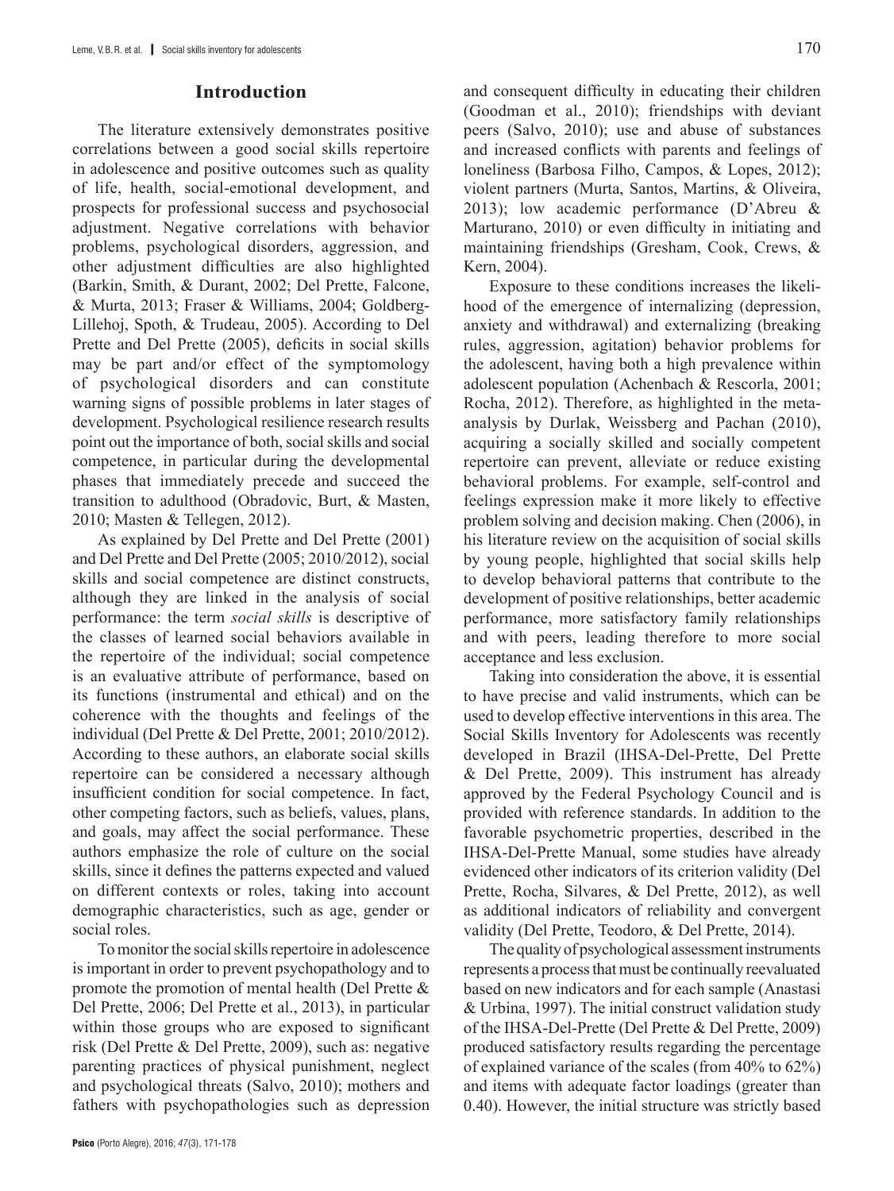## Introduction

The literature extensively demonstrates positive correlations between a good social skills repertoire in adolescence and positive outcomes such as quality of life, health, social-emotional development, and prospects for professional success and psychosocial adjustment. Negative correlations with behavior problems, psychological disorders, aggression, and other adjustment difficulties are also highlighted (Barkin, Smith, & Durant, 2002; Del Prette, Falcone, & Murta, 2013; Fraser & Williams, 2004; Goldberg-Lillehoj, Spoth, & Trudeau, 2005). According to Del Prette and Del Prette (2005), deficits in social skills may be part and/or effect of the symptomology of psychological disorders and can constitute warning signs of possible problems in later stages of development. Psychological resilience research results point out the importance of both, social skills and social competence, in particular during the developmental phases that immediately precede and succeed the transition to adulthood (Obradovic, Burt, & Masten, 2010; Masten & Tellegen, 2012).

As explained by Del Prette and Del Prette (2001) and Del Prette and Del Prette (2005; 2010/2012), social skills and social competence are distinct constructs, although they are linked in the analysis of social performance: the term *social skills* is descriptive of the classes of learned social behaviors available in the repertoire of the individual; social competence is an evaluative attribute of performance, based on its functions (instrumental and ethical) and on the coherence with the thoughts and feelings of the individual (Del Prette & Del Prette, 2001; 2010/2012). According to these authors, an elaborate social skills repertoire can be considered a necessary although insufficient condition for social competence. In fact, other competing factors, such as beliefs, values, plans, and goals, may affect the social performance. These authors emphasize the role of culture on the social skills, since it defines the patterns expected and valued on different contexts or roles, taking into account demographic characteristics, such as age, gender or social roles.

To monitor the social skills repertoire in adolescence is important in order to prevent psychopathology and to promote the promotion of mental health (Del Prette & Del Prette, 2006; Del Prette et al., 2013), in particular within those groups who are exposed to significant risk (Del Prette & Del Prette, 2009), such as: negative parenting practices of physical punishment, neglect and psychological threats (Salvo, 2010); mothers and fathers with psychopathologies such as depression and consequent difficulty in educating their children (Goodman et al., 2010); friendships with deviant peers (Salvo, 2010); use and abuse of substances and increased conflicts with parents and feelings of loneliness (Barbosa Filho, Campos, & Lopes, 2012); violent partners (Murta, Santos, Martins, & Oliveira, 2013); low academic performance (D'Abreu & Marturano, 2010) or even difficulty in initiating and maintaining friendships (Gresham, Cook, Crews, & Kern, 2004).

Exposure to these conditions increases the likelihood of the emergence of internalizing (depression, anxiety and withdrawal) and externalizing (breaking rules, aggression, agitation) behavior problems for the adolescent, having both a high prevalence within adolescent population (Achenbach & Rescorla, 2001; Rocha, 2012). Therefore, as highlighted in the meta-analysis by Durlak, Weissberg and Pachan (2010), acquiring a socially skilled and socially competent repertoire can prevent, alleviate or reduce existing behavioral problems. For example, self-control and feelings expression make it more likely to effective problem solving and decision making. Chen (2006), in his literature review on the acquisition of social skills by young people, highlighted that social skills help to develop behavioral patterns that contribute to the development of positive relationships, better academic performance, more satisfactory family relationships and with peers, leading therefore to more social acceptance and less exclusion.

Taking into consideration the above, it is essential to have precise and valid instruments, which can be used to develop effective interventions in this area. The Social Skills Inventory for Adolescents was recently developed in Brazil (IHSA-Del-Prette, Del Prette & Del Prette, 2009). This instrument has already approved by the Federal Psychology Council and is provided with reference standards. In addition to the favorable psychometric properties, described in the IHSA-Del-Prette Manual, some studies have already evidenced other indicators of its criterion validity (Del Prette, Rocha, Silvares, & Del Prette, 2012), as well as additional indicators of reliability and convergent validity (Del Prette, Teodoro, & Del Prette, 2014).

The quality of psychological assessment instruments represents a process that must be continually reevaluated based on new indicators and for each sample (Anastasi & Urbina, 1997). The initial construct validation study of the IHSA-Del-Prette (Del Prette & Del Prette, 2009) produced satisfactory results regarding the percentage of explained variance of the scales (from 40% to 62%) and items with adequate factor loadings (greater than 0.40). However, the initial structure was strictly based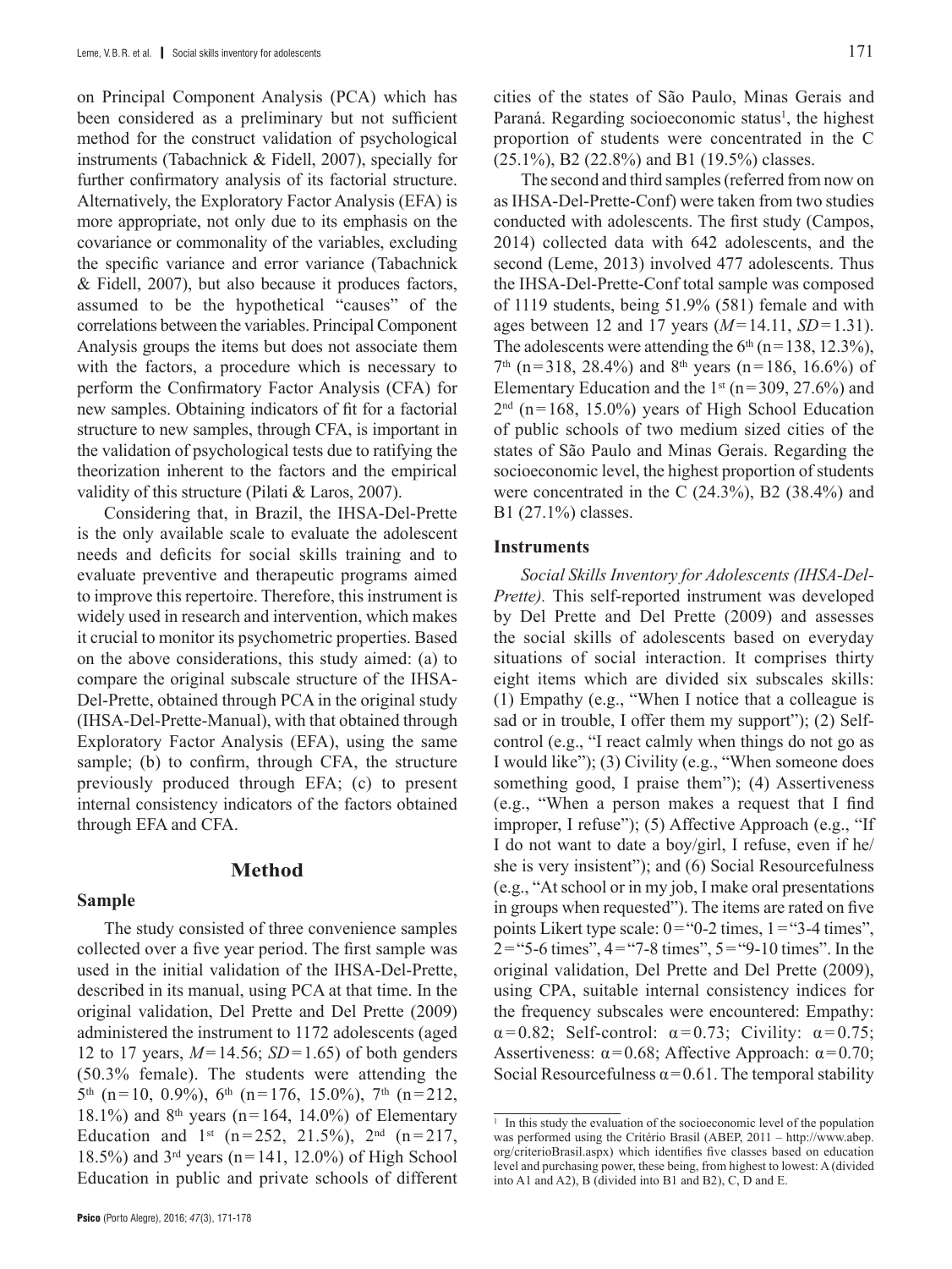on Principal Component Analysis (PCA) which has been considered as a preliminary but not sufficient method for the construct validation of psychological instruments (Tabachnick & Fidell, 2007), specially for further confirmatory analysis of its factorial structure. Alternatively, the Exploratory Factor Analysis (EFA) is more appropriate, not only due to its emphasis on the covariance or commonality of the variables, excluding the specific variance and error variance (Tabachnick & Fidell, 2007), but also because it produces factors, assumed to be the hypothetical "causes" of the correlations between the variables. Principal Component Analysis groups the items but does not associate them with the factors, a procedure which is necessary to perform the Confirmatory Factor Analysis (CFA) for new samples. Obtaining indicators of fit for a factorial structure to new samples, through CFA, is important in the validation of psychological tests due to ratifying the theorization inherent to the factors and the empirical validity of this structure (Pilati & Laros, 2007).

Considering that, in Brazil, the IHSA-Del-Prette is the only available scale to evaluate the adolescent needs and deficits for social skills training and to evaluate preventive and therapeutic programs aimed to improve this repertoire. Therefore, this instrument is widely used in research and intervention, which makes it crucial to monitor its psychometric properties. Based on the above considerations, this study aimed: (a) to compare the original subscale structure of the IHSA-Del-Prette, obtained through PCA in the original study (IHSA-Del-Prette-Manual), with that obtained through Exploratory Factor Analysis (EFA), using the same sample; (b) to confirm, through CFA, the structure previously produced through EFA; (c) to present internal consistency indicators of the factors obtained through EFA and CFA.

## Method

### Sample

The study consisted of three convenience samples collected over a five year period. The first sample was used in the initial validation of the IHSA-Del-Prette, described in its manual, using PCA at that time. In the original validation, Del Prette and Del Prette (2009) administered the instrument to 1172 adolescents (aged 12 to 17 years, $M=14.56$; $SD=1.65$) of both genders (50.3% female). The students were attending the 5th (n=10, 0.9%), 6th (n=176, 15.0%), 7th (n=212, 18.1%) and 8th years (n=164, 14.0%) of Elementary Education and 1st (n=252, 21.5%), 2nd (n=217, 18.5%) and 3rd years (n=141, 12.0%) of High School Education in public and private schools of different cities of the states of São Paulo, Minas Gerais and Paraná. Regarding socioeconomic status[1], the highest proportion of students were concentrated in the C (25.1%), B2 (22.8%) and B1 (19.5%) classes.

The second and third samples (referred from now on as IHSA-Del-Prette-Conf) were taken from two studies conducted with adolescents. The first study (Campos, 2014) collected data with 642 adolescents, and the second (Leme, 2013) involved 477 adolescents. Thus the IHSA-Del-Prette-Conf total sample was composed of 1119 students, being 51.9% (581) female and with ages between 12 and 17 years ($M=14.11$, $SD=1.31$). The adolescents were attending the 6th (n=138, 12.3%), 7th (n=318, 28.4%) and 8th years (n=186, 16.6%) of Elementary Education and the 1st (n=309, 27.6%) and 2nd (n=168, 15.0%) years of High School Education of public schools of two medium sized cities of the states of São Paulo and Minas Gerais. Regarding the socioeconomic level, the highest proportion of students were concentrated in the C (24.3%), B2 (38.4%) and B1 (27.1%) classes.

### Instruments

*Social Skills Inventory for Adolescents (IHSA-Del-Prette).* This self-reported instrument was developed by Del Prette and Del Prette (2009) and assesses the social skills of adolescents based on everyday situations of social interaction. It comprises thirty eight items which are divided six subscales skills: (1) Empathy (e.g., "When I notice that a colleague is sad or in trouble, I offer them my support"); (2) Self-control (e.g., "I react calmly when things do not go as I would like"); (3) Civility (e.g., "When someone does something good, I praise them"); (4) Assertiveness (e.g., "When a person makes a request that I find improper, I refuse"); (5) Affective Approach (e.g., "If I do not want to date a boy/girl, I refuse, even if he/she is very insistent"); and (6) Social Resourcefulness (e.g., "At school or in my job, I make oral presentations in groups when requested"). The items are rated on five points Likert type scale: 0="0-2 times, 1="3-4 times", 2="5-6 times", 4="7-8 times", 5="9-10 times". In the original validation, Del Prette and Del Prette (2009), using CPA, suitable internal consistency indices for the frequency subscales were encountered: Empathy: $\alpha=0.82$; Self-control: $\alpha=0.73$; Civility: $\alpha=0.75$; Assertiveness: $\alpha=0.68$; Affective Approach: $\alpha=0.70$; Social Resourcefulness $\alpha=0.61$. The temporal stability

[1] In this study the evaluation of the socioeconomic level of the population was performed using the Critério Brasil (ABEP, 2011 – http://www.abep.org/criterioBrasil.aspx) which identifies five classes based on education level and purchasing power, these being, from highest to lowest: A (divided into A1 and A2), B (divided into B1 and B2), C, D and E.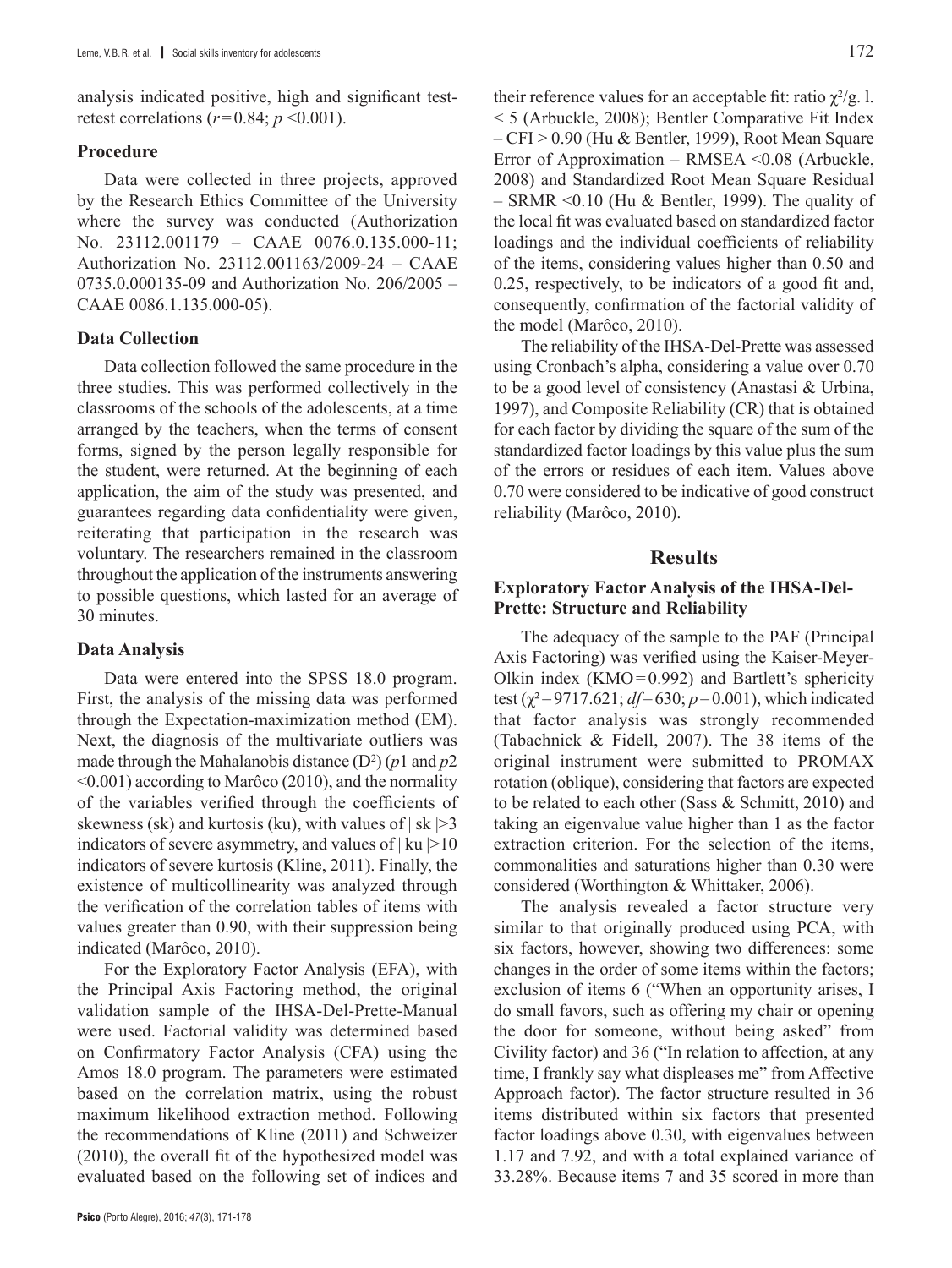analysis indicated positive, high and significant test-retest correlations ($r = 0.84$; $p < 0.001$).

### Procedure

Data were collected in three projects, approved by the Research Ethics Committee of the University where the survey was conducted (Authorization No. 23112.001179 – CAAE 0076.0.135.000-11; Authorization No. 23112.001163/2009-24 – CAAE 0735.0.000135-09 and Authorization No. 206/2005 – CAAE 0086.1.135.000-05).

### Data Collection

Data collection followed the same procedure in the three studies. This was performed collectively in the classrooms of the schools of the adolescents, at a time arranged by the teachers, when the terms of consent forms, signed by the person legally responsible for the student, were returned. At the beginning of each application, the aim of the study was presented, and guarantees regarding data confidentiality were given, reiterating that participation in the research was voluntary. The researchers remained in the classroom throughout the application of the instruments answering to possible questions, which lasted for an average of 30 minutes.

### Data Analysis

Data were entered into the SPSS 18.0 program. First, the analysis of the missing data was performed through the Expectation-maximization method (EM). Next, the diagnosis of the multivariate outliers was made through the Mahalanobis distance ($D^2$) ($p1$ and $p2$ $<0.001$) according to Marôco (2010), and the normality of the variables verified through the coefficients of skewness (sk) and kurtosis (ku), with values of $|sk| > 3$ indicators of severe asymmetry, and values of $|ku| > 10$ indicators of severe kurtosis (Kline, 2011). Finally, the existence of multicollinearity was analyzed through the verification of the correlation tables of items with values greater than 0.90, with their suppression being indicated (Marôco, 2010).

For the Exploratory Factor Analysis (EFA), with the Principal Axis Factoring method, the original validation sample of the IHSA-Del-Prette-Manual were used. Factorial validity was determined based on Confirmatory Factor Analysis (CFA) using the Amos 18.0 program. The parameters were estimated based on the correlation matrix, using the robust maximum likelihood extraction method. Following the recommendations of Kline (2011) and Schweizer (2010), the overall fit of the hypothesized model was evaluated based on the following set of indices and their reference values for an acceptable fit: ratio $\chi^2$/g. l. $< 5$ (Arbuckle, 2008); Bentler Comparative Fit Index – CFI $> 0.90$ (Hu & Bentler, 1999), Root Mean Square Error of Approximation – RMSEA $<0.08$ (Arbuckle, 2008) and Standardized Root Mean Square Residual – SRMR $<0.10$ (Hu & Bentler, 1999). The quality of the local fit was evaluated based on standardized factor loadings and the individual coefficients of reliability of the items, considering values higher than 0.50 and 0.25, respectively, to be indicators of a good fit and, consequently, confirmation of the factorial validity of the model (Marôco, 2010).

The reliability of the IHSA-Del-Prette was assessed using Cronbach's alpha, considering a value over 0.70 to be a good level of consistency (Anastasi & Urbina, 1997), and Composite Reliability (CR) that is obtained for each factor by dividing the square of the sum of the standardized factor loadings by this value plus the sum of the errors or residues of each item. Values above 0.70 were considered to be indicative of good construct reliability (Marôco, 2010).

## Results

### Exploratory Factor Analysis of the IHSA-Del-Prette: Structure and Reliability

The adequacy of the sample to the PAF (Principal Axis Factoring) was verified using the Kaiser-Meyer-Olkin index (KMO = 0.992) and Bartlett's sphericity test ($\chi^2 = 9717.621$; $df = 630$; $p = 0.001$), which indicated that factor analysis was strongly recommended (Tabachnick & Fidell, 2007). The 38 items of the original instrument were submitted to PROMAX rotation (oblique), considering that factors are expected to be related to each other (Sass & Schmitt, 2010) and taking an eigenvalue value higher than 1 as the factor extraction criterion. For the selection of the items, commonalities and saturations higher than 0.30 were considered (Worthington & Whittaker, 2006).

The analysis revealed a factor structure very similar to that originally produced using PCA, with six factors, however, showing two differences: some changes in the order of some items within the factors; exclusion of items 6 ("When an opportunity arises, I do small favors, such as offering my chair or opening the door for someone, without being asked" from Civility factor) and 36 ("In relation to affection, at any time, I frankly say what displeases me" from Affective Approach factor). The factor structure resulted in 36 items distributed within six factors that presented factor loadings above 0.30, with eigenvalues between 1.17 and 7.92, and with a total explained variance of 33.28%. Because items 7 and 35 scored in more than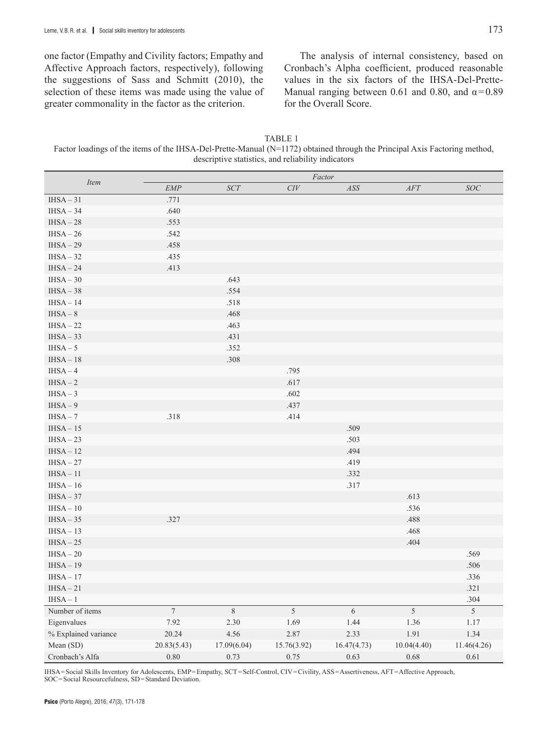one factor (Empathy and Civility factors; Empathy and Affective Approach factors, respectively), following the suggestions of Sass and Schmitt (2010), the selection of these items was made using the value of greater commonality in the factor as the criterion.

The analysis of internal consistency, based on Cronbach's Alpha coefficient, produced reasonable values in the six factors of the IHSA-Del-Prette-Manual ranging between 0.61 and 0.80, and $\alpha = 0.89$ for the Overall Score.

TABLE 1
Factor loadings of the items of the IHSA-Del-Prette-Manual (N=1172) obtained through the Principal Axis Factoring method, descriptive statistics, and reliability indicators

| *Item* | *Factor* | | | | | |
|---|---|---|---|---|---|---|
| | *EMP* | *SCT* | *CIV* | *ASS* | *AFT* | *SOC* |
| IHSA – 31 | .771 | | | | | |
| IHSA – 34 | .640 | | | | | |
| IHSA – 28 | .553 | | | | | |
| IHSA – 26 | .542 | | | | | |
| IHSA – 29 | .458 | | | | | |
| IHSA – 32 | .435 | | | | | |
| IHSA – 24 | .413 | | | | | |
| IHSA – 30 | | .643 | | | | |
| IHSA – 38 | | .554 | | | | |
| IHSA – 14 | | .518 | | | | |
| IHSA – 8 | | .468 | | | | |
| IHSA – 22 | | .463 | | | | |
| IHSA – 33 | | .431 | | | | |
| IHSA – 5 | | .352 | | | | |
| IHSA – 18 | | .308 | | | | |
| IHSA – 4 | | | .795 | | | |
| IHSA – 2 | | | .617 | | | |
| IHSA – 3 | | | .602 | | | |
| IHSA – 9 | | | .437 | | | |
| IHSA – 7 | .318 | | .414 | | | |
| IHSA – 15 | | | | .509 | | |
| IHSA – 23 | | | | .503 | | |
| IHSA – 12 | | | | .494 | | |
| IHSA – 27 | | | | .419 | | |
| IHSA – 11 | | | | .332 | | |
| IHSA – 16 | | | | .317 | | |
| IHSA – 37 | | | | | .613 | |
| IHSA – 10 | | | | | .536 | |
| IHSA – 35 | .327 | | | | .488 | |
| IHSA – 13 | | | | | .468 | |
| IHSA – 25 | | | | | .404 | |
| IHSA – 20 | | | | | | .569 |
| IHSA – 19 | | | | | | .506 |
| IHSA – 17 | | | | | | .336 |
| IHSA – 21 | | | | | | .321 |
| IHSA – 1 | | | | | | .304 |
| Number of items | 7 | 8 | 5 | 6 | 5 | 5 |
| Eigenvalues | 7.92 | 2.30 | 1.69 | 1.44 | 1.36 | 1.17 |
| % Explained variance | 20.24 | 4.56 | 2.87 | 2.33 | 1.91 | 1.34 |
| Mean (SD) | 20.83(5.43) | 17.09(6.04) | 15.76(3.92) | 16.47(4.73) | 10.04(4.40) | 11.46(4.26) |
| Cronbach's Alfa | 0.80 | 0.73 | 0.75 | 0.63 | 0.68 | 0.61 |

IHSA = Social Skills Inventory for Adolescents, EMP = Empathy, SCT = Self-Control, CIV = Civility, ASS = Assertiveness, AFT = Affective Approach, SOC = Social Resourcefulness, SD = Standard Deviation.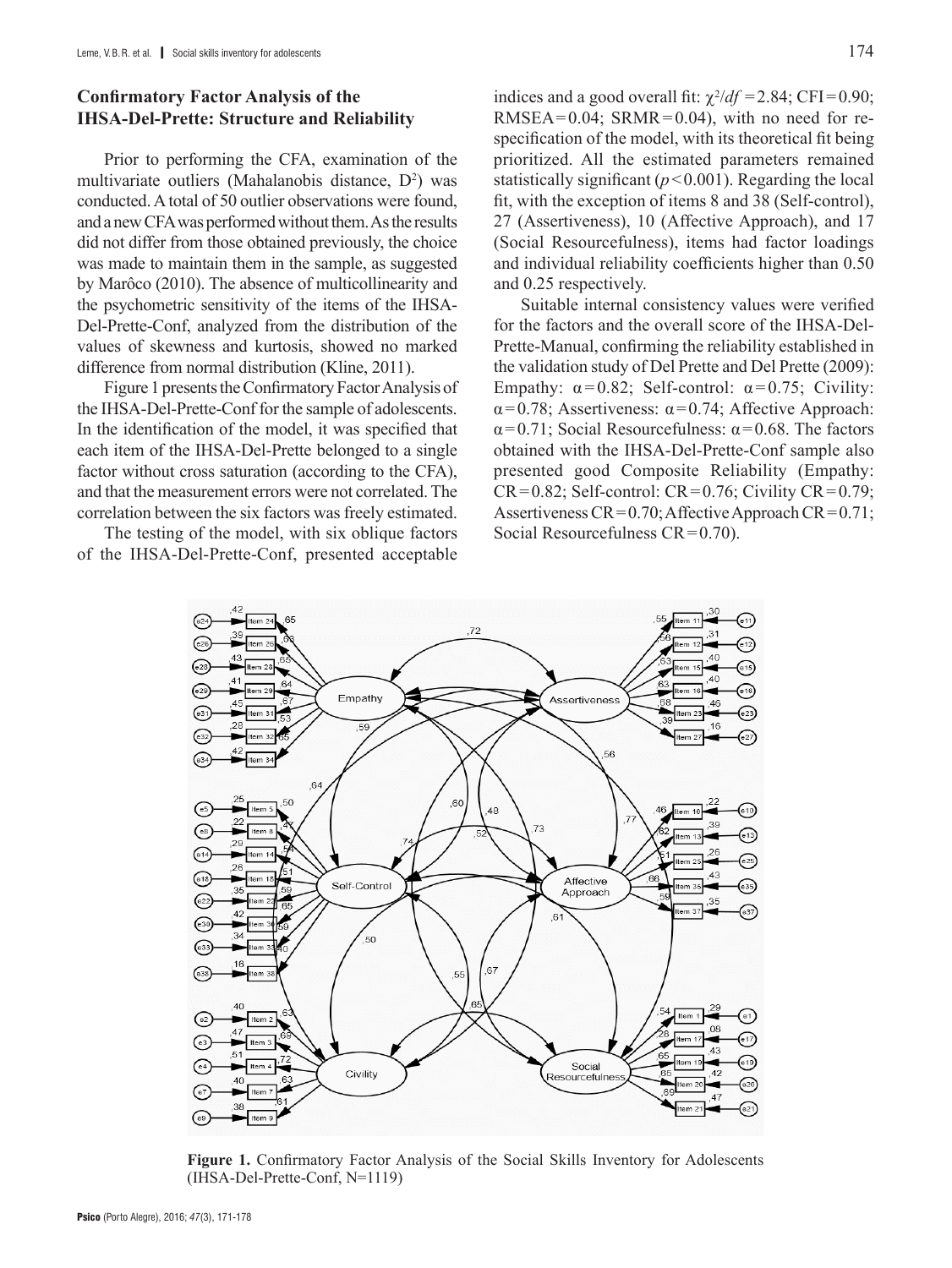### Confirmatory Factor Analysis of the IHSA-Del-Prette: Structure and Reliability

Prior to performing the CFA, examination of the multivariate outliers (Mahalanobis distance, $D^2$) was conducted. A total of 50 outlier observations were found, and a new CFA was performed without them. As the results did not differ from those obtained previously, the choice was made to maintain them in the sample, as suggested by Marôco (2010). The absence of multicollinearity and the psychometric sensitivity of the items of the IHSA-Del-Prette-Conf, analyzed from the distribution of the values of skewness and kurtosis, showed no marked difference from normal distribution (Kline, 2011).

Figure 1 presents the Confirmatory Factor Analysis of the IHSA-Del-Prette-Conf for the sample of adolescents. In the identification of the model, it was specified that each item of the IHSA-Del-Prette belonged to a single factor without cross saturation (according to the CFA), and that the measurement errors were not correlated. The correlation between the six factors was freely estimated.

The testing of the model, with six oblique factors of the IHSA-Del-Prette-Conf, presented acceptable indices and a good overall fit: $\chi^2/df = 2.84$; CFI = 0.90; RMSEA = 0.04; SRMR = 0.04), with no need for re-specification of the model, with its theoretical fit being prioritized. All the estimated parameters remained statistically significant ($p < 0.001$). Regarding the local fit, with the exception of items 8 and 38 (Self-control), 27 (Assertiveness), 10 (Affective Approach), and 17 (Social Resourcefulness), items had factor loadings and individual reliability coefficients higher than 0.50 and 0.25 respectively.

Suitable internal consistency values were verified for the factors and the overall score of the IHSA-Del-Prette-Manual, confirming the reliability established in the validation study of Del Prette and Del Prette (2009): Empathy: $\alpha = 0.82$; Self-control: $\alpha = 0.75$; Civility: $\alpha = 0.78$; Assertiveness: $\alpha = 0.74$; Affective Approach: $\alpha = 0.71$; Social Resourcefulness: $\alpha = 0.68$. The factors obtained with the IHSA-Del-Prette-Conf sample also presented good Composite Reliability (Empathy: CR = 0.82; Self-control: CR = 0.76; Civility CR = 0.79; Assertiveness CR = 0.70; Affective Approach CR = 0.71; Social Resourcefulness CR = 0.70).

**Figure 1.** Confirmatory Factor Analysis of the Social Skills Inventory for Adolescents (IHSA-Del-Prette-Conf, N=1119)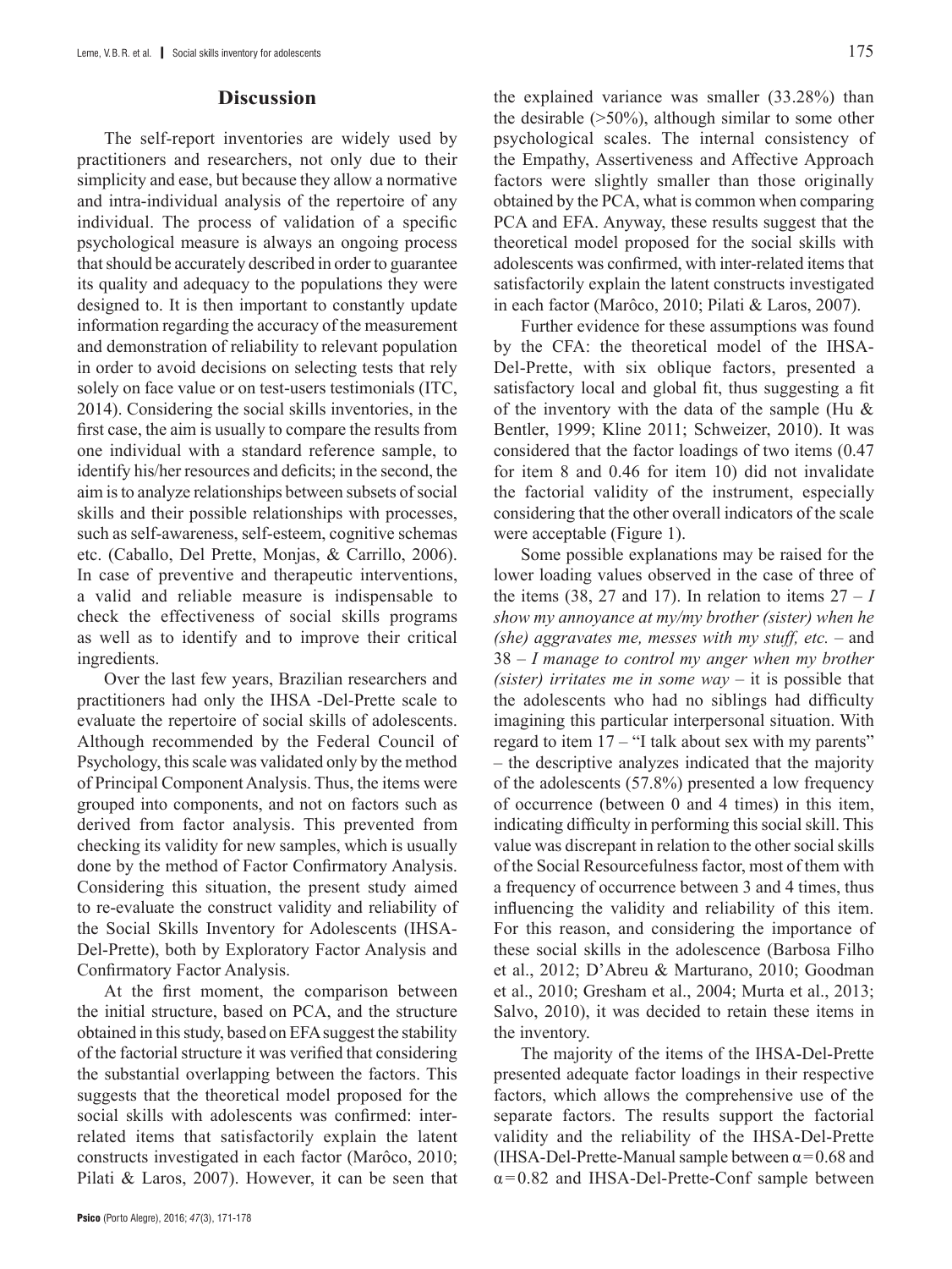## Discussion

The self-report inventories are widely used by practitioners and researchers, not only due to their simplicity and ease, but because they allow a normative and intra-individual analysis of the repertoire of any individual. The process of validation of a specific psychological measure is always an ongoing process that should be accurately described in order to guarantee its quality and adequacy to the populations they were designed to. It is then important to constantly update information regarding the accuracy of the measurement and demonstration of reliability to relevant population in order to avoid decisions on selecting tests that rely solely on face value or on test-users testimonials (ITC, 2014). Considering the social skills inventories, in the first case, the aim is usually to compare the results from one individual with a standard reference sample, to identify his/her resources and deficits; in the second, the aim is to analyze relationships between subsets of social skills and their possible relationships with processes, such as self-awareness, self-esteem, cognitive schemas etc. (Caballo, Del Prette, Monjas, & Carrillo, 2006). In case of preventive and therapeutic interventions, a valid and reliable measure is indispensable to check the effectiveness of social skills programs as well as to identify and to improve their critical ingredients.

Over the last few years, Brazilian researchers and practitioners had only the IHSA -Del-Prette scale to evaluate the repertoire of social skills of adolescents. Although recommended by the Federal Council of Psychology, this scale was validated only by the method of Principal Component Analysis. Thus, the items were grouped into components, and not on factors such as derived from factor analysis. This prevented from checking its validity for new samples, which is usually done by the method of Factor Confirmatory Analysis. Considering this situation, the present study aimed to re-evaluate the construct validity and reliability of the Social Skills Inventory for Adolescents (IHSA-Del-Prette), both by Exploratory Factor Analysis and Confirmatory Factor Analysis.

At the first moment, the comparison between the initial structure, based on PCA, and the structure obtained in this study, based on EFA suggest the stability of the factorial structure it was verified that considering the substantial overlapping between the factors. This suggests that the theoretical model proposed for the social skills with adolescents was confirmed: inter-related items that satisfactorily explain the latent constructs investigated in each factor (Marôco, 2010; Pilati & Laros, 2007). However, it can be seen that the explained variance was smaller (33.28%) than the desirable (>50%), although similar to some other psychological scales. The internal consistency of the Empathy, Assertiveness and Affective Approach factors were slightly smaller than those originally obtained by the PCA, what is common when comparing PCA and EFA. Anyway, these results suggest that the theoretical model proposed for the social skills with adolescents was confirmed, with inter-related items that satisfactorily explain the latent constructs investigated in each factor (Marôco, 2010; Pilati & Laros, 2007).

Further evidence for these assumptions was found by the CFA: the theoretical model of the IHSA-Del-Prette, with six oblique factors, presented a satisfactory local and global fit, thus suggesting a fit of the inventory with the data of the sample (Hu & Bentler, 1999; Kline 2011; Schweizer, 2010). It was considered that the factor loadings of two items (0.47 for item 8 and 0.46 for item 10) did not invalidate the factorial validity of the instrument, especially considering that the other overall indicators of the scale were acceptable (Figure 1).

Some possible explanations may be raised for the lower loading values observed in the case of three of the items (38, 27 and 17). In relation to items 27 – *I show my annoyance at my/my brother (sister) when he (she) aggravates me, messes with my stuff, etc.* – and 38 – *I manage to control my anger when my brother (sister) irritates me in some way* – it is possible that the adolescents who had no siblings had difficulty imagining this particular interpersonal situation. With regard to item 17 – "I talk about sex with my parents" – the descriptive analyzes indicated that the majority of the adolescents (57.8%) presented a low frequency of occurrence (between 0 and 4 times) in this item, indicating difficulty in performing this social skill. This value was discrepant in relation to the other social skills of the Social Resourcefulness factor, most of them with a frequency of occurrence between 3 and 4 times, thus influencing the validity and reliability of this item. For this reason, and considering the importance of these social skills in the adolescence (Barbosa Filho et al., 2012; D'Abreu & Marturano, 2010; Goodman et al., 2010; Gresham et al., 2004; Murta et al., 2013; Salvo, 2010), it was decided to retain these items in the inventory.

The majority of the items of the IHSA-Del-Prette presented adequate factor loadings in their respective factors, which allows the comprehensive use of the separate factors. The results support the factorial validity and the reliability of the IHSA-Del-Prette (IHSA-Del-Prette-Manual sample between $\alpha = 0.68$ and $\alpha = 0.82$ and IHSA-Del-Prette-Conf sample between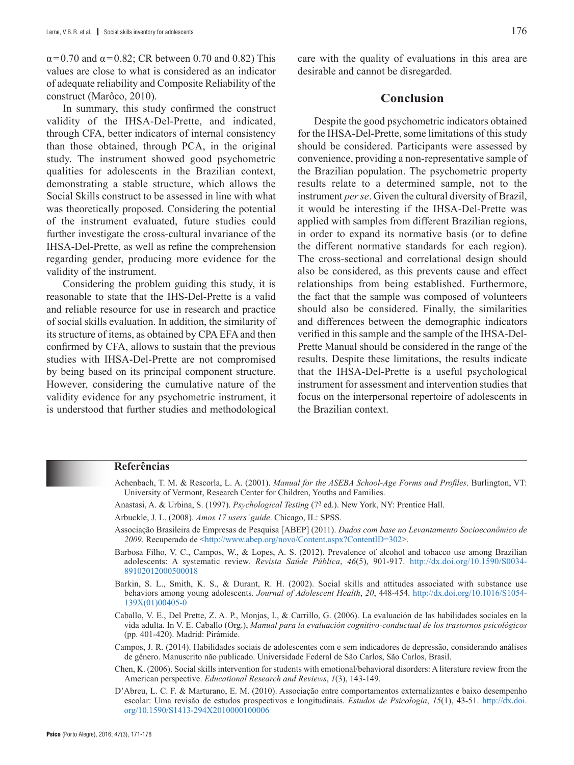$\alpha = 0.70$ and $\alpha = 0.82$; CR between 0.70 and 0.82) This values are close to what is considered as an indicator of adequate reliability and Composite Reliability of the construct (Marôco, 2010).

In summary, this study confirmed the construct validity of the IHSA-Del-Prette, and indicated, through CFA, better indicators of internal consistency than those obtained, through PCA, in the original study. The instrument showed good psychometric qualities for adolescents in the Brazilian context, demonstrating a stable structure, which allows the Social Skills construct to be assessed in line with what was theoretically proposed. Considering the potential of the instrument evaluated, future studies could further investigate the cross-cultural invariance of the IHSA-Del-Prette, as well as refine the comprehension regarding gender, producing more evidence for the validity of the instrument.

Considering the problem guiding this study, it is reasonable to state that the IHS-Del-Prette is a valid and reliable resource for use in research and practice of social skills evaluation. In addition, the similarity of its structure of items, as obtained by CPA EFA and then confirmed by CFA, allows to sustain that the previous studies with IHSA-Del-Prette are not compromised by being based on its principal component structure. However, considering the cumulative nature of the validity evidence for any psychometric instrument, it is understood that further studies and methodological care with the quality of evaluations in this area are desirable and cannot be disregarded.

## Conclusion

Despite the good psychometric indicators obtained for the IHSA-Del-Prette, some limitations of this study should be considered. Participants were assessed by convenience, providing a non-representative sample of the Brazilian population. The psychometric property results relate to a determined sample, not to the instrument *per se*. Given the cultural diversity of Brazil, it would be interesting if the IHSA-Del-Prette was applied with samples from different Brazilian regions, in order to expand its normative basis (or to define the different normative standards for each region). The cross-sectional and correlational design should also be considered, as this prevents cause and effect relationships from being established. Furthermore, the fact that the sample was composed of volunteers should also be considered. Finally, the similarities and differences between the demographic indicators verified in this sample and the sample of the IHSA-Del-Prette Manual should be considered in the range of the results. Despite these limitations, the results indicate that the IHSA-Del-Prette is a useful psychological instrument for assessment and intervention studies that focus on the interpersonal repertoire of adolescents in the Brazilian context.

## Referências

Achenbach, T. M. & Rescorla, L. A. (2001). *Manual for the ASEBA School-Age Forms and Profiles*. Burlington, VT: University of Vermont, Research Center for Children, Youths and Families.

Anastasi, A. & Urbina, S. (1997). *Psychological Testing* (7ª ed.). New York, NY: Prentice Hall.

Arbuckle, J. L. (2008). *Amos 17 users' guide*. Chicago, IL: SPSS.

Associação Brasileira de Empresas de Pesquisa [ABEP] (2011). *Dados com base no Levantamento Socioeconômico de 2009*. Recuperado de <http://www.abep.org/novo/Content.aspx?ContentID=302>.

Barbosa Filho, V. C., Campos, W., & Lopes, A. S. (2012). Prevalence of alcohol and tobacco use among Brazilian adolescents: A systematic review. *Revista Saúde Pública*, *46*(5), 901-917. http://dx.doi.org/10.1590/S0034-89102012000500018

Barkin, S. L., Smith, K. S., & Durant, R. H. (2002). Social skills and attitudes associated with substance use behaviors among young adolescents. *Journal of Adolescent Health*, *20*, 448-454. http://dx.doi.org/10.1016/S1054-139X(01)00405-0

Caballo, V. E., Del Prette, Z. A. P., Monjas, I., & Carrillo, G. (2006). La evaluación de las habilidades sociales en la vida adulta. In V. E. Caballo (Org.), *Manual para la evaluación cognitivo-conductual de los trastornos psicológicos* (pp. 401-420). Madrid: Pirámide.

Campos, J. R. (2014). Habilidades sociais de adolescentes com e sem indicadores de depressão, considerando análises de gênero. Manuscrito não publicado. Universidade Federal de São Carlos, São Carlos, Brasil.

Chen, K. (2006). Social skills intervention for students with emotional/behavioral disorders: A literature review from the American perspective. *Educational Research and Reviews*, *1*(3), 143-149.

D'Abreu, L. C. F. & Marturano, E. M. (2010). Associação entre comportamentos externalizantes e baixo desempenho escolar: Uma revisão de estudos prospectivos e longitudinais. *Estudos de Psicologia*, *15*(1), 43-51. http://dx.doi.org/10.1590/S1413-294X2010000100006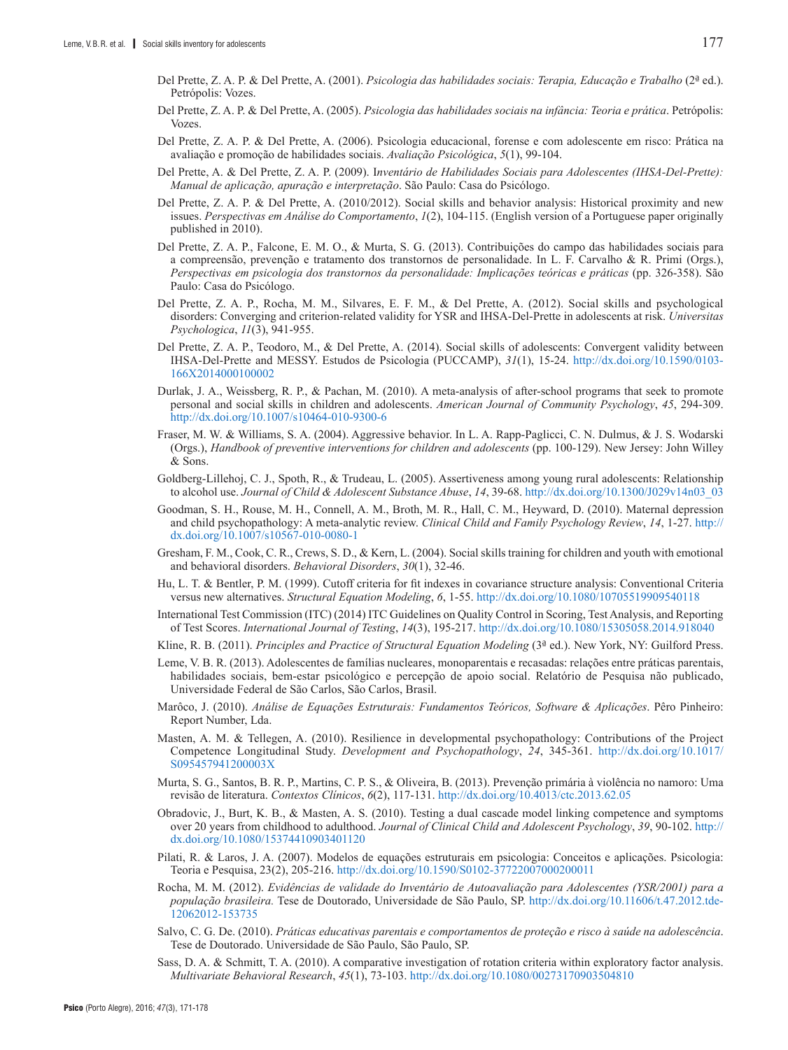Del Prette, Z. A. P. & Del Prette, A. (2001). *Psicologia das habilidades sociais: Terapia, Educação e Trabalho* (2ª ed.). Petrópolis: Vozes.

Del Prette, Z. A. P. & Del Prette, A. (2005). *Psicologia das habilidades sociais na infância: Teoria e prática*. Petrópolis: Vozes.

Del Prette, Z. A. P. & Del Prette, A. (2006). Psicologia educacional, forense e com adolescente em risco: Prática na avaliação e promoção de habilidades sociais. *Avaliação Psicológica*, *5*(1), 99-104.

Del Prette, A. & Del Prette, Z. A. P. (2009). I*nventário de Habilidades Sociais para Adolescentes (IHSA-Del-Prette): Manual de aplicação, apuração e interpretação*. São Paulo: Casa do Psicólogo.

Del Prette, Z. A. P. & Del Prette, A. (2010/2012). Social skills and behavior analysis: Historical proximity and new issues. *Perspectivas em Análise do Comportamento*, *1*(2), 104-115. (English version of a Portuguese paper originally published in 2010).

Del Prette, Z. A. P., Falcone, E. M. O., & Murta, S. G. (2013). Contribuições do campo das habilidades sociais para a compreensão, prevenção e tratamento dos transtornos de personalidade. In L. F. Carvalho & R. Primi (Orgs.), *Perspectivas em psicologia dos transtornos da personalidade: Implicações teóricas e práticas* (pp. 326-358). São Paulo: Casa do Psicólogo.

Del Prette, Z. A. P., Rocha, M. M., Silvares, E. F. M., & Del Prette, A. (2012). Social skills and psychological disorders: Converging and criterion-related validity for YSR and IHSA-Del-Prette in adolescents at risk. *Universitas Psychologica*, *11*(3), 941-955.

Del Prette, Z. A. P., Teodoro, M., & Del Prette, A. (2014). Social skills of adolescents: Convergent validity between IHSA-Del-Prette and MESSY. Estudos de Psicologia (PUCCAMP), *31*(1), 15-24. http://dx.doi.org/10.1590/0103-166X2014000100002

Durlak, J. A., Weissberg, R. P., & Pachan, M. (2010). A meta-analysis of after-school programs that seek to promote personal and social skills in children and adolescents. *American Journal of Community Psychology*, *45*, 294-309. http://dx.doi.org/10.1007/s10464-010-9300-6

Fraser, M. W. & Williams, S. A. (2004). Aggressive behavior. In L. A. Rapp-Paglicci, C. N. Dulmus, & J. S. Wodarski (Orgs.), *Handbook of preventive interventions for children and adolescents* (pp. 100-129). New Jersey: John Willey & Sons.

Goldberg-Lillehoj, C. J., Spoth, R., & Trudeau, L. (2005). Assertiveness among young rural adolescents: Relationship to alcohol use. *Journal of Child & Adolescent Substance Abuse*, *14*, 39-68. http://dx.doi.org/10.1300/J029v14n03_03

Goodman, S. H., Rouse, M. H., Connell, A. M., Broth, M. R., Hall, C. M., Heyward, D. (2010). Maternal depression and child psychopathology: A meta-analytic review. *Clinical Child and Family Psychology Review*, *14*, 1-27. http://dx.doi.org/10.1007/s10567-010-0080-1

Gresham, F. M., Cook, C. R., Crews, S. D., & Kern, L. (2004). Social skills training for children and youth with emotional and behavioral disorders. *Behavioral Disorders*, *30*(1), 32-46.

Hu, L. T. & Bentler, P. M. (1999). Cutoff criteria for fit indexes in covariance structure analysis: Conventional Criteria versus new alternatives. *Structural Equation Modeling*, *6*, 1-55. http://dx.doi.org/10.1080/10705519909540118

International Test Commission (ITC) (2014) ITC Guidelines on Quality Control in Scoring, Test Analysis, and Reporting of Test Scores. *International Journal of Testing*, *14*(3), 195-217. http://dx.doi.org/10.1080/15305058.2014.918040

Kline, R. B. (2011). *Principles and Practice of Structural Equation Modeling* (3ª ed.). New York, NY: Guilford Press.

Leme, V. B. R. (2013). Adolescentes de famílias nucleares, monoparentais e recasadas: relações entre práticas parentais, habilidades sociais, bem-estar psicológico e percepção de apoio social. Relatório de Pesquisa não publicado, Universidade Federal de São Carlos, São Carlos, Brasil.

Marôco, J. (2010). *Análise de Equações Estruturais: Fundamentos Teóricos, Software & Aplicações*. Pêro Pinheiro: Report Number, Lda.

Masten, A. M. & Tellegen, A. (2010). Resilience in developmental psychopathology: Contributions of the Project Competence Longitudinal Study. *Development and Psychopathology*, *24*, 345-361. http://dx.doi.org/10.1017/S095457941200003X

Murta, S. G., Santos, B. R. P., Martins, C. P. S., & Oliveira, B. (2013). Prevenção primária à violência no namoro: Uma revisão de literatura. *Contextos Clínicos*, *6*(2), 117-131. http://dx.doi.org/10.4013/ctc.2013.62.05

Obradovic, J., Burt, K. B., & Masten, A. S. (2010). Testing a dual cascade model linking competence and symptoms over 20 years from childhood to adulthood. *Journal of Clinical Child and Adolescent Psychology*, *39*, 90-102. http://dx.doi.org/10.1080/15374410903401120

Pilati, R. & Laros, J. A. (2007). Modelos de equações estruturais em psicologia: Conceitos e aplicações. Psicologia: Teoria e Pesquisa, 23(2), 205-216. http://dx.doi.org/10.1590/S0102-37722007000200011

Rocha, M. M. (2012). *Evidências de validade do Inventário de Autoavaliação para Adolescentes (YSR/2001) para a população brasileira.* Tese de Doutorado, Universidade de São Paulo, SP. http://dx.doi.org/10.11606/t.47.2012.tde-12062012-153735

Salvo, C. G. De. (2010). *Práticas educativas parentais e comportamentos de proteção e risco à saúde na adolescência*. Tese de Doutorado. Universidade de São Paulo, SP.

Sass, D. A. & Schmitt, T. A. (2010). A comparative investigation of rotation criteria within exploratory factor analysis. *Multivariate Behavioral Research*, *45*(1), 73-103. http://dx.doi.org/10.1080/00273170903504810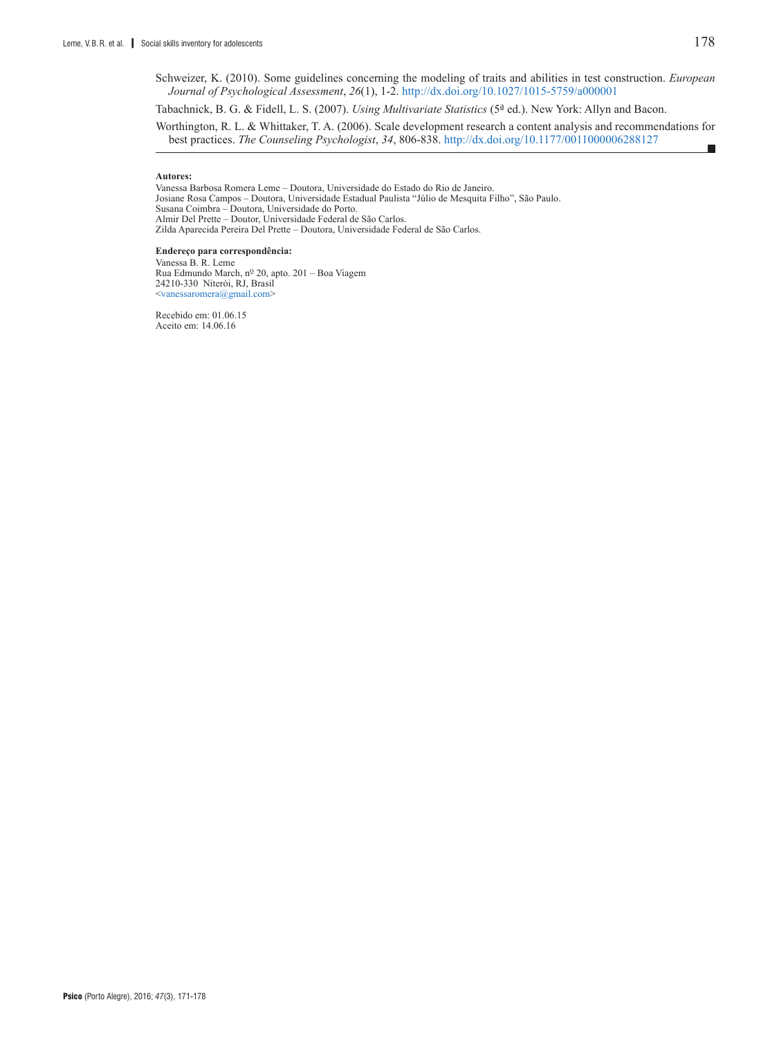Schweizer, K. (2010). Some guidelines concerning the modeling of traits and abilities in test construction. *European Journal of Psychological Assessment*, *26*(1), 1-2. http://dx.doi.org/10.1027/1015-5759/a000001

Tabachnick, B. G. & Fidell, L. S. (2007). *Using Multivariate Statistics* (5ª ed.). New York: Allyn and Bacon.

Worthington, R. L. & Whittaker, T. A. (2006). Scale development research a content analysis and recommendations for best practices. *The Counseling Psychologist*, *34*, 806-838. http://dx.doi.org/10.1177/0011000006288127

**Autores:**
Vanessa Barbosa Romera Leme – Doutora, Universidade do Estado do Rio de Janeiro.
Josiane Rosa Campos – Doutora, Universidade Estadual Paulista "Júlio de Mesquita Filho", São Paulo.
Susana Coimbra – Doutora, Universidade do Porto.
Almir Del Prette – Doutor, Universidade Federal de São Carlos.
Zilda Aparecida Pereira Del Prette – Doutora, Universidade Federal de São Carlos.

**Endereço para correspondência:**
Vanessa B. R. Leme
Rua Edmundo March, nº 20, apto. 201 – Boa Viagem
24210-330 Niterói, RJ, Brasil
<vanessaromera@gmail.com>

Recebido em: 01.06.15
Aceito em: 14.06.16